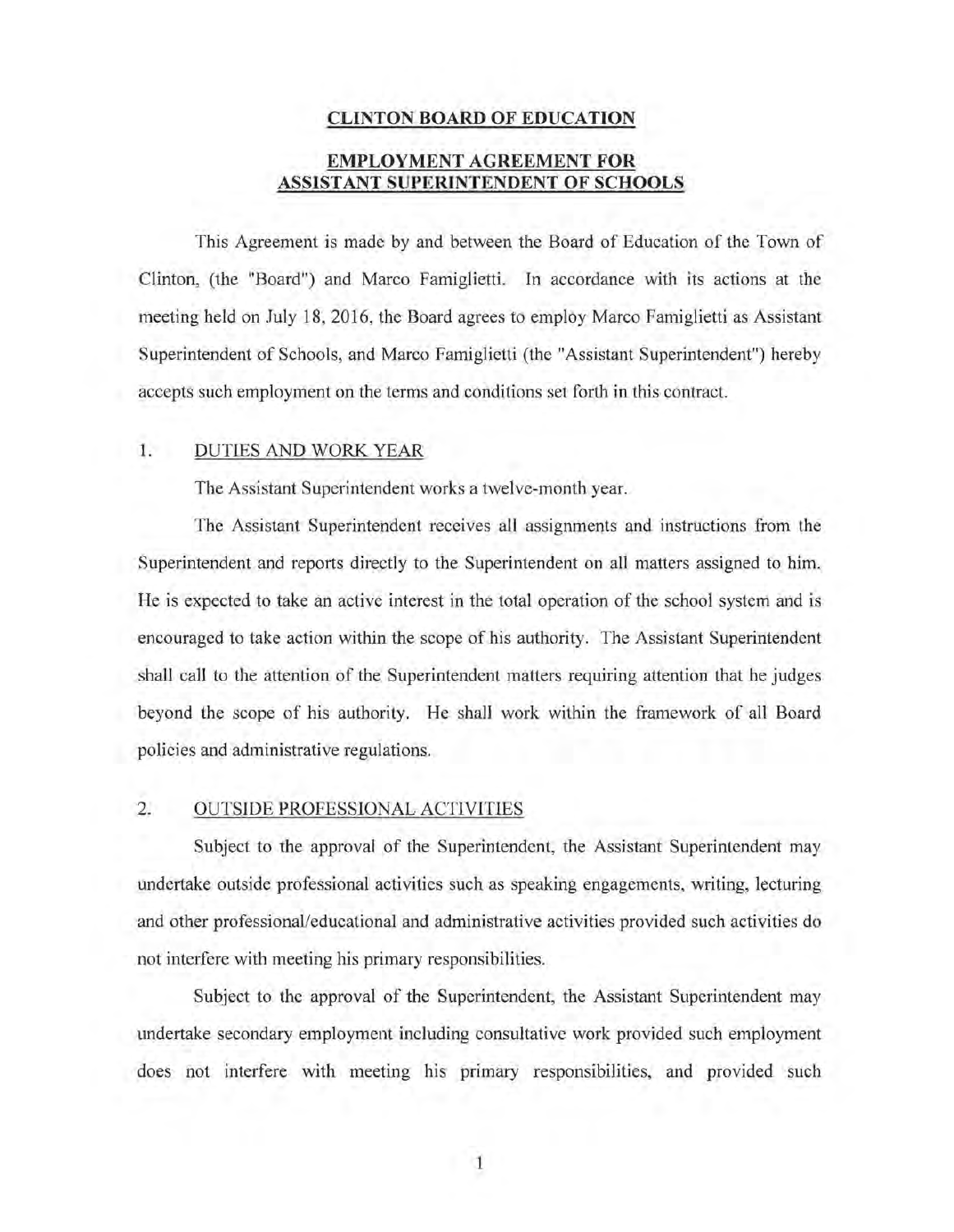# CLINTON BOARD OF EDUCATION

## EMPLOYMENT AGREEMENT FOR ASSISTANT SUPERINTENDENT OF SCHOOLS

This Agreement is made by and between the Board of Education of the Town of Clinton, (the "Board") and Marco Famiglietti. In accordance with its actions at the meeting held on July 18, 2016, the Board agrees to employ Marco Famiglietti as Assistant Superintendent of Schools, and Marco Famiglietti (the "Assistant Superintendent") hereby accepts such employment on the terms and conditions set forth in this contract.

### 1. DUTIES AND WORK YEAR

The Assistant Superintendent works a twelve-month year.

The Assistant Superintendent receives all assignments and instructions from the Superintendent and reports directly to the Superintendent on all matters assigned to him. He is expected to take an active interest in the total operation of the school system and is encouraged to take action within the scope of his authority. The Assistant Superintendent shall call to the attention of the Superintendent matters requiring attention that he judges beyond the scope of his authority. He shall work within the framework of all Board policies and administrative regulations.

### 2. OUTSIDE PROFESSIONAL ACTIVITIES

Subject to the approval of the Superintendent, the Assistant Superintendent may undertake outside professional activities such as speaking engagements, writing, lecturing and other professional/educational and administrative activities provided such activities do not interfere with meeting his primary responsibilities.

Subject to the approval of the Superintendent, the Assistant Superintendent may undertake secondary employment including consultative work provided such employment does not interfere with meeting his primary responsibilities, and provided such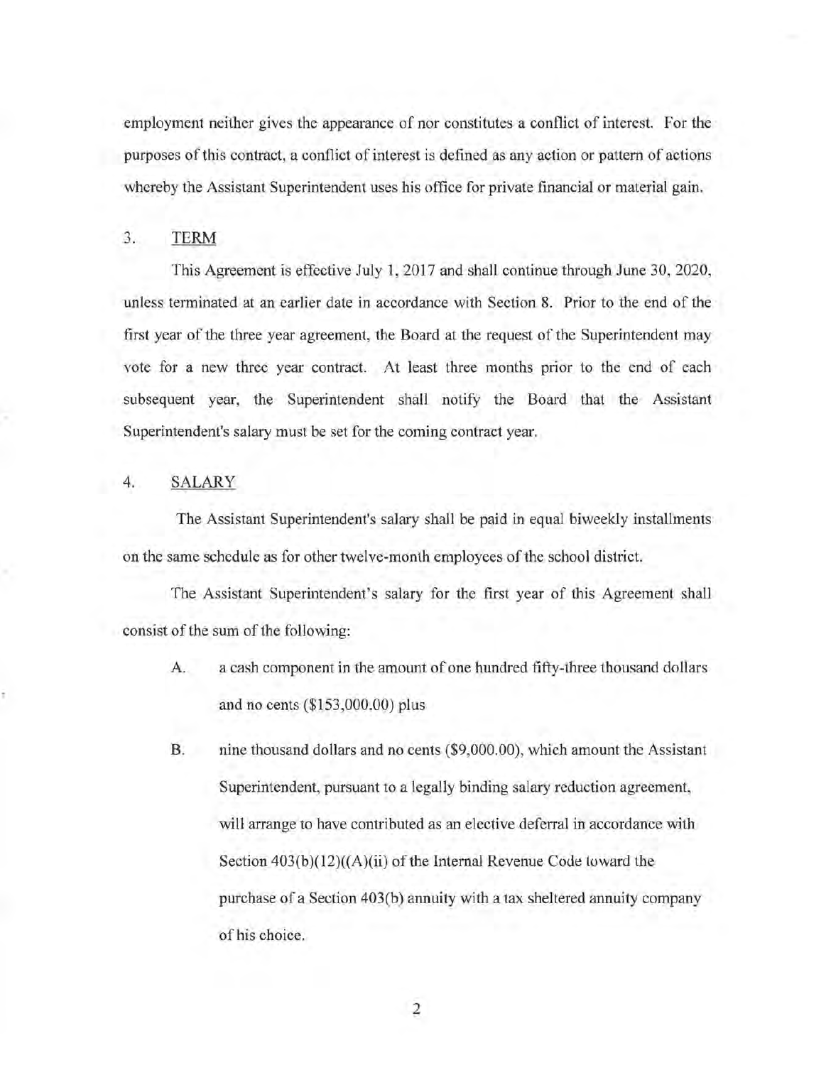employment neither gives the appearance of nor constitutes a conflict of interest. For the purposes of this contract, a conflict of interest is defined as any action or pattern of actions whereby the Assistant Superintendent uses his office for private financial or material gain.

## 3. TERM

This Agreement is effective July 1, 2017 and shall continue through June 30, 2020, unless terminated at an earlier date in accordance with Section 8. Prior to the end of the first year of the three year agreement, the Board at the request of the Superintendent may vote for a new three year contract. At least three months prior to the end of each subsequent year, the Superintendent shall notify the Board that the Assistant Superintendent's salary must be set for the coming contract year.

## 4. SALARY

The Assistant Superintendent's salary shall be paid in equal biweekly installments on the same schedule as for other twelve-month employees of the school district.

The Assistant Superintendent's salary for the first year of this Agreement shall consist of the sum of the following:

A. a cash component in the amount of one hundred fifty-three thousand dollars and no cents ($153,000.00) plus

B. nine thousand dollars and no cents ($9,000.00), which amount the Assistant Superintendent, pursuant to a legally binding salary reduction agreement, will arrange to have contributed as an elective deferral in accordance with Section 403(b)(12)((A)(ii) of the Internal Revenue Code toward the purchase of a Section 403(b) annuity with a tax sheltered annuity company of his choice.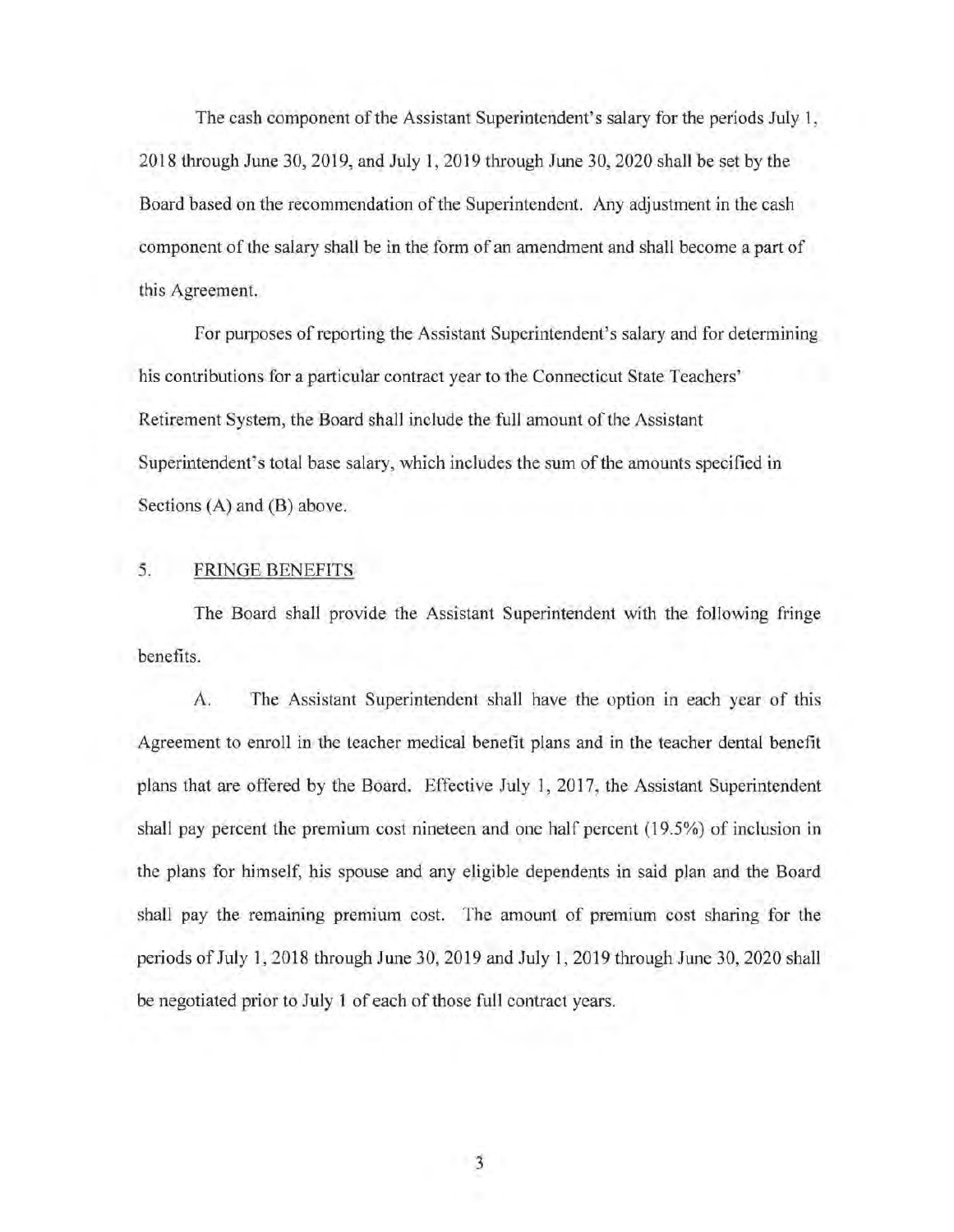The cash component of the Assistant Superintendent's salary for the periods July 1, 2018 through June 30, 2019, and July 1, 2019 through June 30, 2020 shall be set by the Board based on the recommendation of the Superintendent. Any adjustment in the cash component of the salary shall be in the form of an amendment and shall become a part of this Agreement.

For purposes of reporting the Assistant Superintendent's salary and for determining his contributions for a particular contract year to the Connecticut State Teachers' Retirement System, the Board shall include the full amount of the Assistant Superintendent's total base salary, which includes the sum of the amounts specified in Sections (A) and (B) above.

## 5. FRINGE BENEFITS

The Board shall provide the Assistant Superintendent with the following fringe benefits.

A. The Assistant Superintendent shall have the option in each year of this Agreement to enroll in the teacher medical benefit plans and in the teacher dental benefit plans that are offered by the Board. Effective July 1, 2017, the Assistant Superintendent shall pay percent the premium cost nineteen and one half percent (19.5%) of inclusion in the plans for himself, his spouse and any eligible dependents in said plan and the Board shall pay the remaining premium cost. The amount of premium cost sharing for the periods of July 1, 2018 through June 30, 2019 and July 1, 2019 through June 30, 2020 shall be negotiated prior to July 1 of each of those full contract years.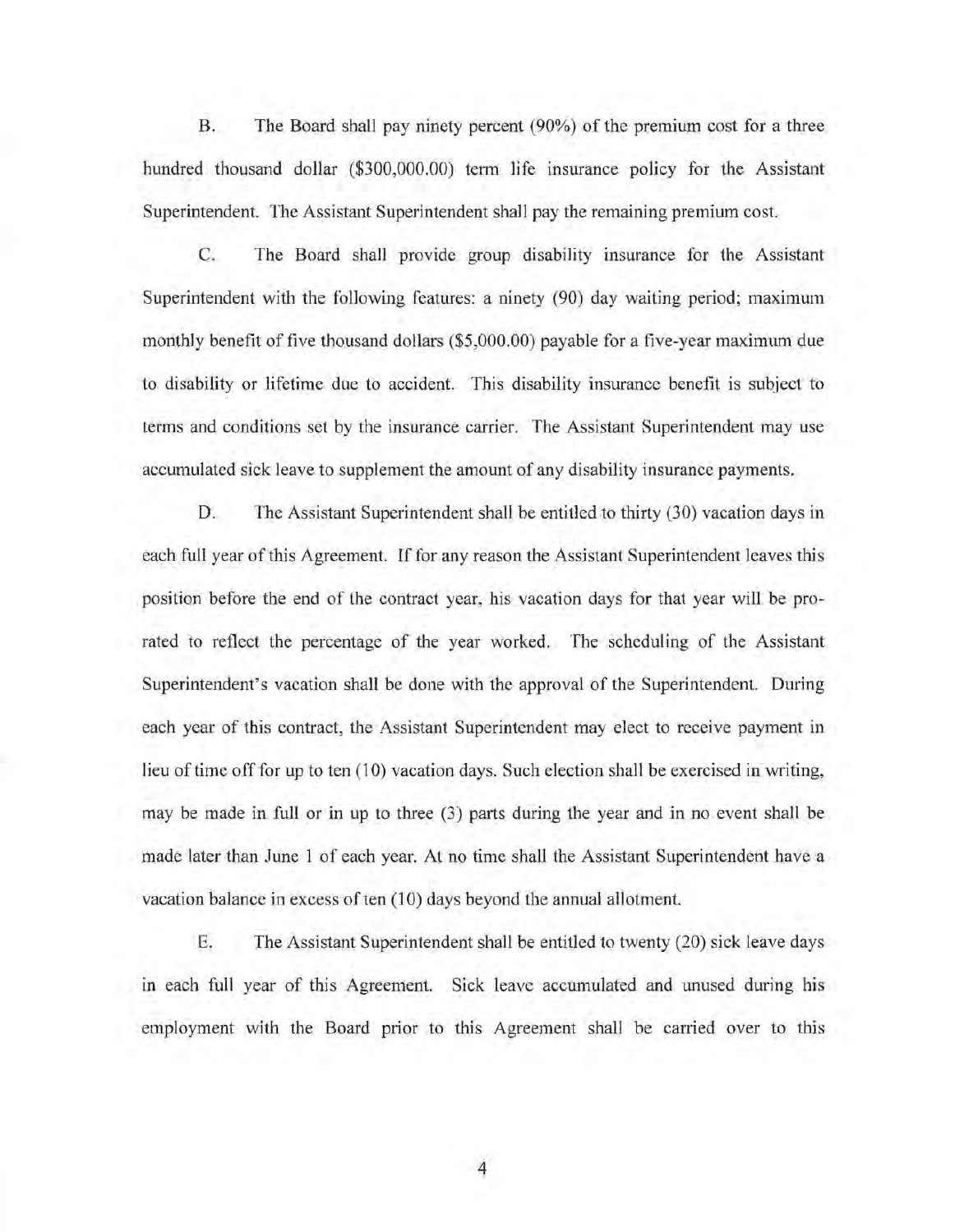B. The Board shall pay ninety percent (90%) of the premium cost for a three hundred thousand dollar ($300,000.00) term life insurance policy for the Assistant Superintendent. The Assistant Superintendent shall pay the remaining premium cost.

C. The Board shall provide group disability insurance for the Assistant Superintendent with the following features: a ninety (90) day waiting period; maximum monthly benefit of five thousand dollars ($5,000.00) payable for a five-year maximum due to disability or lifetime due to accident. This disability insurance benefit is subject to terms and conditions set by the insurance carrier. The Assistant Superintendent may use accumulated sick leave to supplement the amount of any disability insurance payments.

D. The Assistant Superintendent shall be entitled to thirty (30) vacation days in each full year of this Agreement. If for any reason the Assistant Superintendent leaves this position before the end of the contract year, his vacation days for that year will be pro-rated to reflect the percentage of the year worked. The scheduling of the Assistant Superintendent's vacation shall be done with the approval of the Superintendent. During each year of this contract, the Assistant Superintendent may elect to receive payment in lieu of time off for up to ten (10) vacation days. Such election shall be exercised in writing, may be made in full or in up to three (3) parts during the year and in no event shall be made later than June 1 of each year. At no time shall the Assistant Superintendent have a vacation balance in excess of ten (10) days beyond the annual allotment.

E. The Assistant Superintendent shall be entitled to twenty (20) sick leave days in each full year of this Agreement. Sick leave accumulated and unused during his employment with the Board prior to this Agreement shall be carried over to this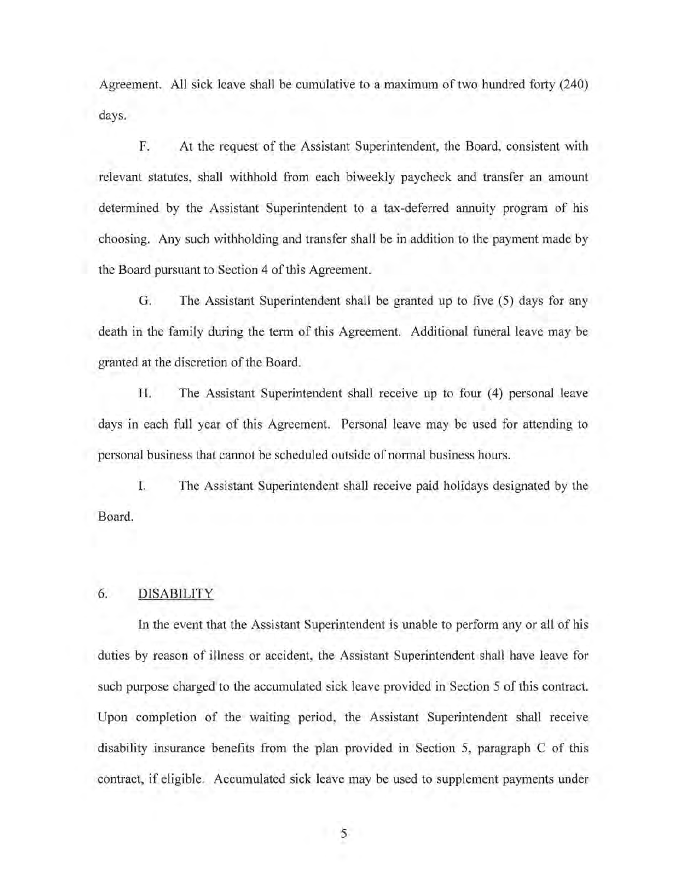Agreement. All sick leave shall be cumulative to a maximum of two hundred forty (240) days.

F. At the request of the Assistant Superintendent, the Board, consistent with relevant statutes, shall withhold from each biweekly paycheck and transfer an amount determined by the Assistant Superintendent to a tax-deferred annuity program of his choosing. Any such withholding and transfer shall be in addition to the payment made by the Board pursuant to Section 4 of this Agreement.

G. The Assistant Superintendent shall be granted up to five (5) days for any death in the family during the term of this Agreement. Additional funeral leave may be granted at the discretion of the Board.

H. The Assistant Superintendent shall receive up to four (4) personal leave days in each full year of this Agreement. Personal leave may be used for attending to personal business that cannot be scheduled outside of normal business hours.

I. The Assistant Superintendent shall receive paid holidays designated by the Board.

## 6. DISABILITY

In the event that the Assistant Superintendent is unable to perform any or all of his duties by reason of illness or accident, the Assistant Superintendent shall have leave for such purpose charged to the accumulated sick leave provided in Section 5 of this contract. Upon completion of the waiting period, the Assistant Superintendent shall receive disability insurance benefits from the plan provided in Section 5, paragraph C of this contract, if eligible. Accumulated sick leave may be used to supplement payments under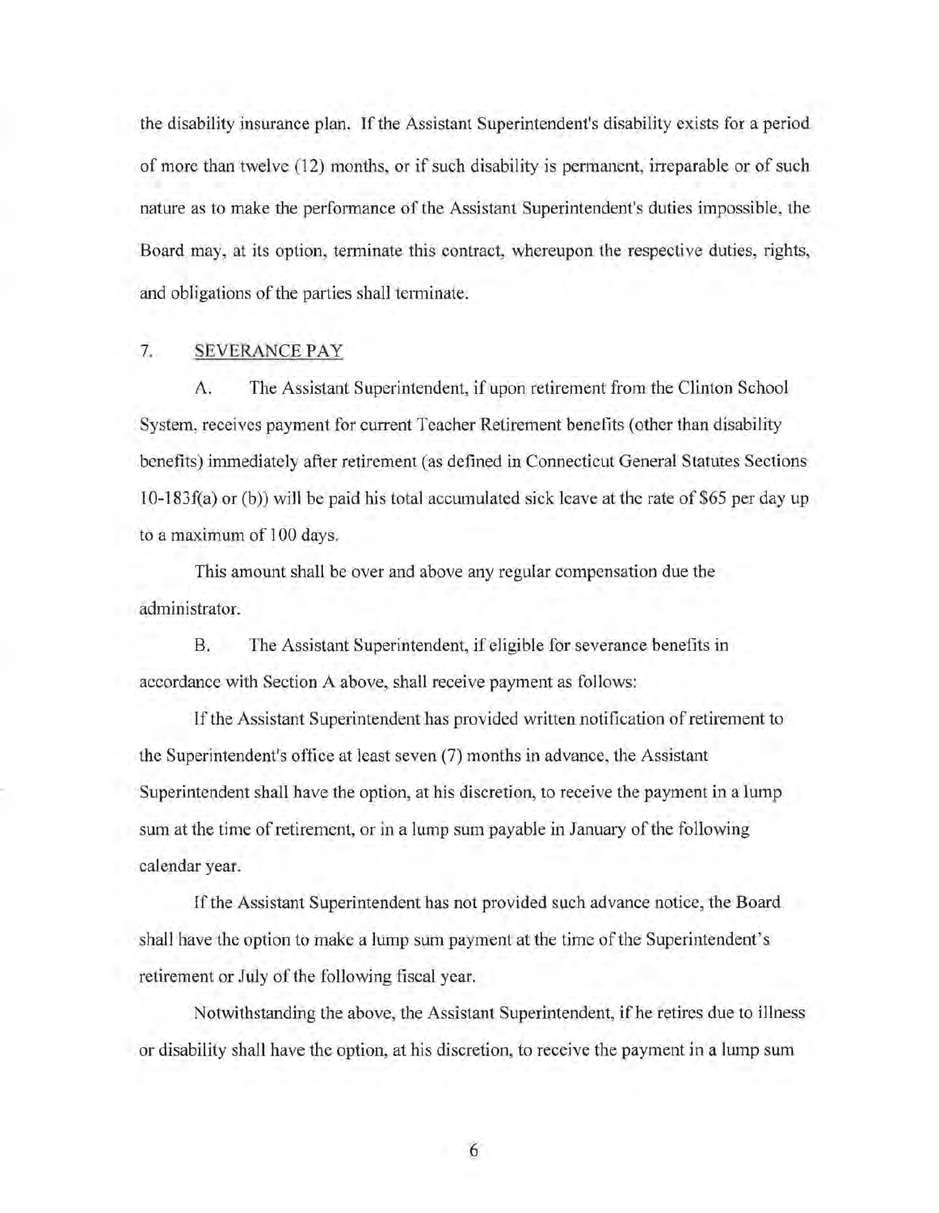the disability insurance plan. If the Assistant Superintendent's disability exists for a period of more than twelve (12) months, or if such disability is permanent, irreparable or of such nature as to make the performance of the Assistant Superintendent's duties impossible, the Board may, at its option, terminate this contract, whereupon the respective duties, rights, and obligations of the parties shall terminate.

7. <u>SEVERANCE PAY</u>

A. The Assistant Superintendent, if upon retirement from the Clinton School System, receives payment for current Teacher Retirement benefits (other than disability benefits) immediately after retirement (as defined in Connecticut General Statutes Sections 10-183f(a) or (b)) will be paid his total accumulated sick leave at the rate of $65 per day up to a maximum of 100 days.

This amount shall be over and above any regular compensation due the administrator.

B. The Assistant Superintendent, if eligible for severance benefits in accordance with Section A above, shall receive payment as follows:

If the Assistant Superintendent has provided written notification of retirement to the Superintendent's office at least seven (7) months in advance, the Assistant Superintendent shall have the option, at his discretion, to receive the payment in a lump sum at the time of retirement, or in a lump sum payable in January of the following calendar year.

If the Assistant Superintendent has not provided such advance notice, the Board shall have the option to make a lump sum payment at the time of the Superintendent's retirement or July of the following fiscal year.

Notwithstanding the above, the Assistant Superintendent, if he retires due to illness or disability shall have the option, at his discretion, to receive the payment in a lump sum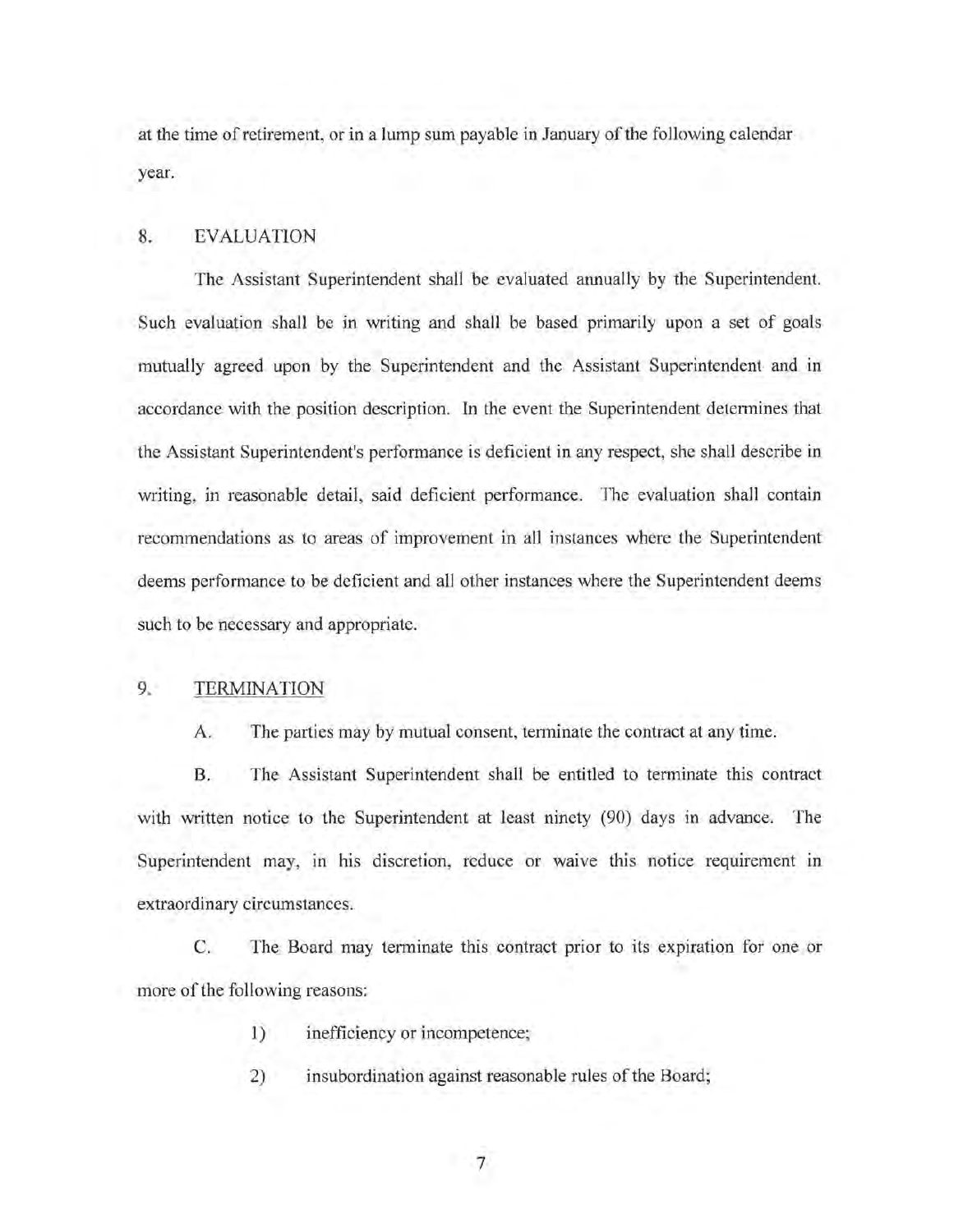at the time of retirement, or in a lump sum payable in January of the following calendar year.

## 8. EVALUATION

The Assistant Superintendent shall be evaluated annually by the Superintendent. Such evaluation shall be in writing and shall be based primarily upon a set of goals mutually agreed upon by the Superintendent and the Assistant Superintendent and in accordance with the position description. In the event the Superintendent determines that the Assistant Superintendent's performance is deficient in any respect, she shall describe in writing, in reasonable detail, said deficient performance. The evaluation shall contain recommendations as to areas of improvement in all instances where the Superintendent deems performance to be deficient and all other instances where the Superintendent deems such to be necessary and appropriate.

## 9. TERMINATION

A. The parties may by mutual consent, terminate the contract at any time.

B. The Assistant Superintendent shall be entitled to terminate this contract with written notice to the Superintendent at least ninety (90) days in advance. The Superintendent may, in his discretion, reduce or waive this notice requirement in extraordinary circumstances.

C. The Board may terminate this contract prior to its expiration for one or more of the following reasons:

1) inefficiency or incompetence;

2) insubordination against reasonable rules of the Board;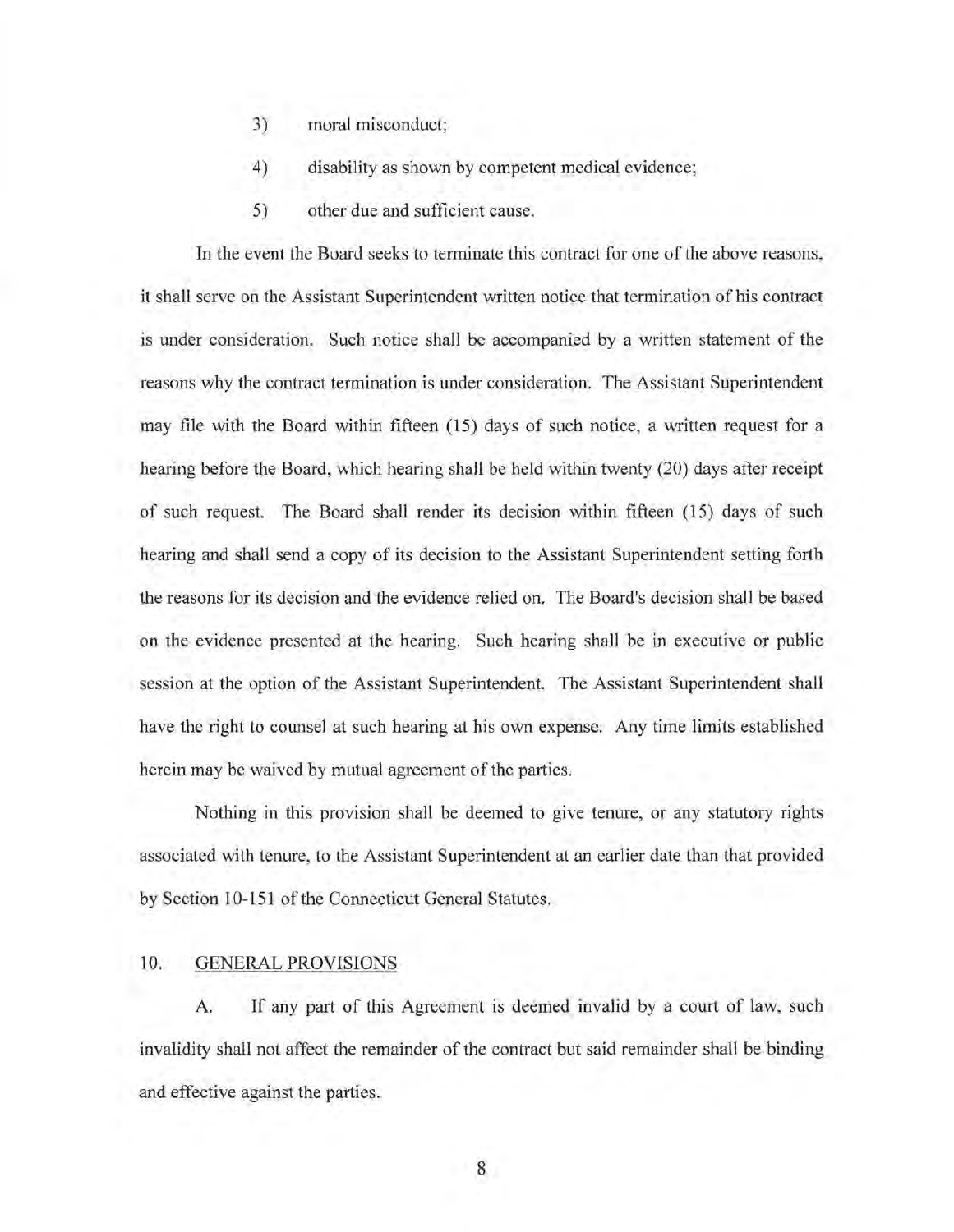3) moral misconduct;

4) disability as shown by competent medical evidence;

5) other due and sufficient cause.

In the event the Board seeks to terminate this contract for one of the above reasons, it shall serve on the Assistant Superintendent written notice that termination of his contract is under consideration. Such notice shall be accompanied by a written statement of the reasons why the contract termination is under consideration. The Assistant Superintendent may file with the Board within fifteen (15) days of such notice, a written request for a hearing before the Board, which hearing shall be held within twenty (20) days after receipt of such request. The Board shall render its decision within fifteen (15) days of such hearing and shall send a copy of its decision to the Assistant Superintendent setting forth the reasons for its decision and the evidence relied on. The Board's decision shall be based on the evidence presented at the hearing. Such hearing shall be in executive or public session at the option of the Assistant Superintendent. The Assistant Superintendent shall have the right to counsel at such hearing at his own expense. Any time limits established herein may be waived by mutual agreement of the parties.

Nothing in this provision shall be deemed to give tenure, or any statutory rights associated with tenure, to the Assistant Superintendent at an earlier date than that provided by Section 10-151 of the Connecticut General Statutes.

## 10. GENERAL PROVISIONS

A. If any part of this Agreement is deemed invalid by a court of law, such invalidity shall not affect the remainder of the contract but said remainder shall be binding and effective against the parties.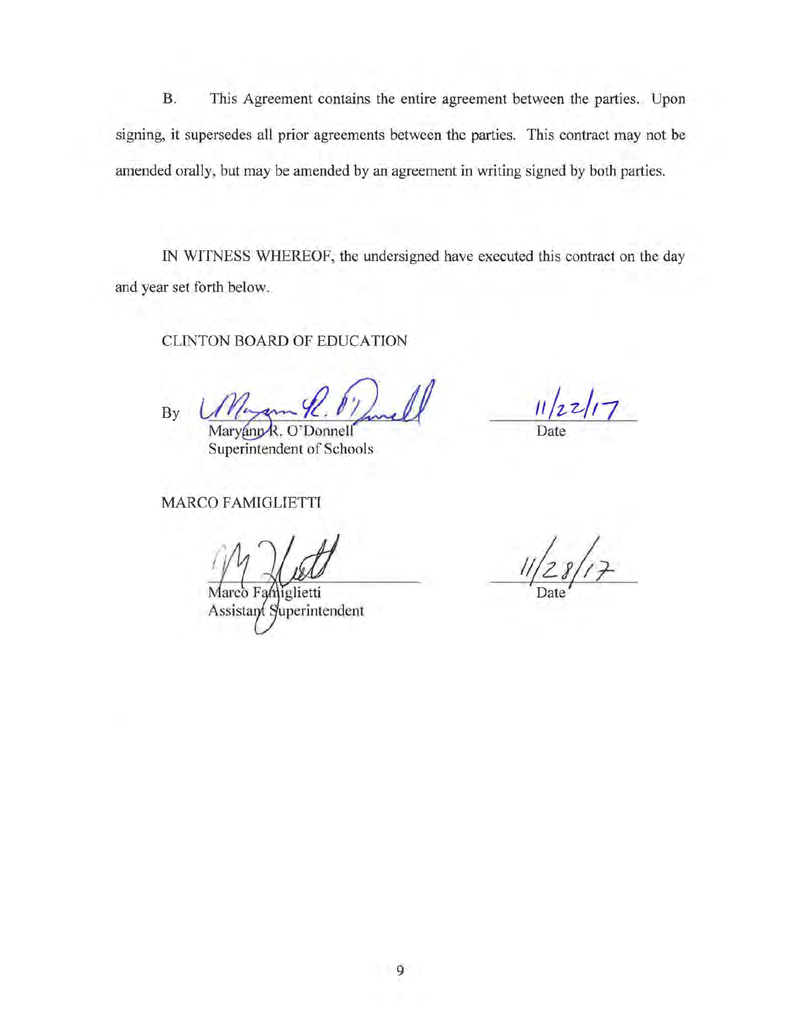B. This Agreement contains the entire agreement between the parties. Upon signing, it supersedes all prior agreements between the parties. This contract may not be amended orally, but may be amended by an agreement in writing signed by both parties.

IN WITNESS WHEREOF, the undersigned have executed this contract on the day and year set forth below.

CLINTON BOARD OF EDUCATION

By _______________________ &nbsp;&nbsp;&nbsp;&nbsp; 11/22/17
Maryann R. O'Donnell &nbsp;&nbsp;&nbsp;&nbsp; Date
Superintendent of Schools

MARCO FAMIGLIETTI

_______________________ &nbsp;&nbsp;&nbsp;&nbsp; 11/28/17
Marco Famiglietti &nbsp;&nbsp;&nbsp;&nbsp; Date
Assistant Superintendent